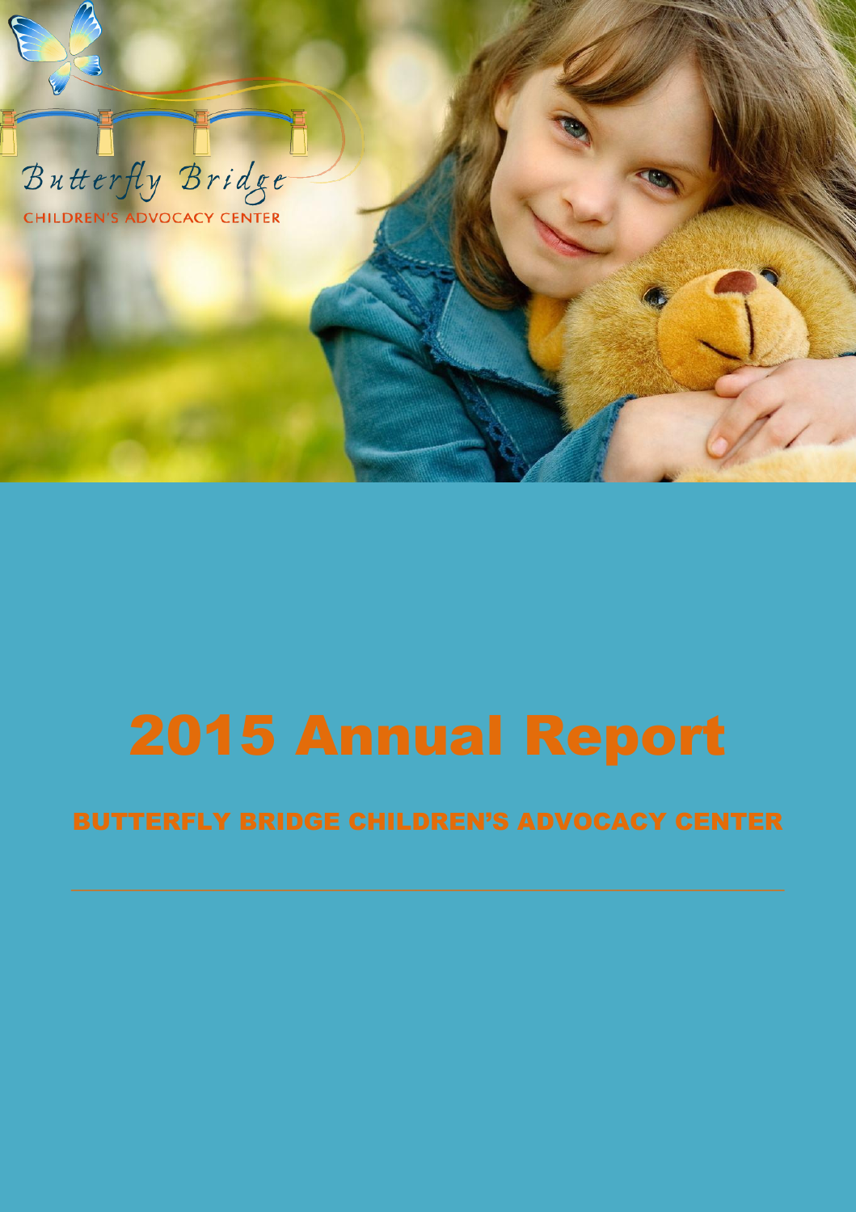Butterfly Bridge

CHILDREN'S ADVOCACY CENTER

# 2015 Annual Report

## BUTTERFLY BRIDGE CHILDREN'S ADVOCACY CENTER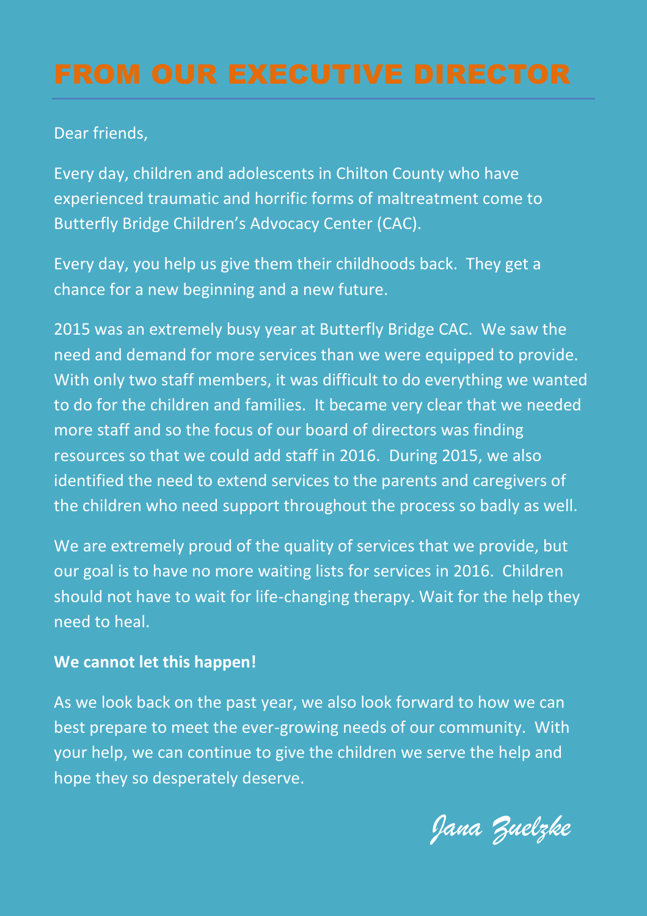# FROM OUR EXECUTIVE DIRECTOR

Dear friends,

Every day, children and adolescents in Chilton County who have experienced traumatic and horrific forms of maltreatment come to Butterfly Bridge Children's Advocacy Center (CAC).

Every day, you help us give them their childhoods back. They get a chance for a new beginning and a new future.

2015 was an extremely busy year at Butterfly Bridge CAC. We saw the need and demand for more services than we were equipped to provide. With only two staff members, it was difficult to do everything we wanted to do for the children and families. It became very clear that we needed more staff and so the focus of our board of directors was finding resources so that we could add staff in 2016. During 2015, we also identified the need to extend services to the parents and caregivers of the children who need support throughout the process so badly as well.

We are extremely proud of the quality of services that we provide, but our goal is to have no more waiting lists for services in 2016. Children should not have to wait for life-changing therapy. Wait for the help they need to heal.

**We cannot let this happen!**

As we look back on the past year, we also look forward to how we can best prepare to meet the ever-growing needs of our community. With your help, we can continue to give the children we serve the help and hope they so desperately deserve.

*Jana Zuelzke*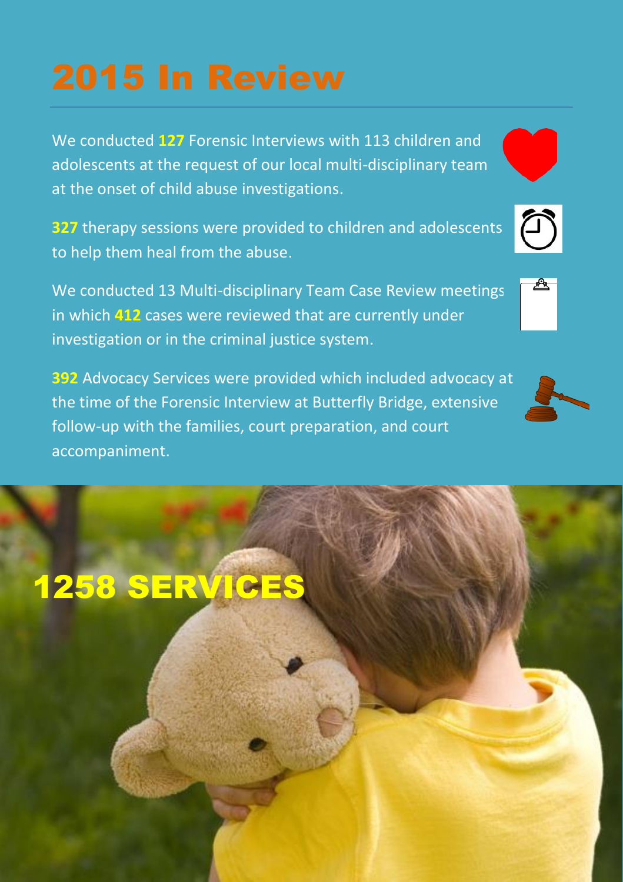# 2015 In Review

We conducted **127** Forensic Interviews with 113 children and adolescents at the request of our local multi-disciplinary team at the onset of child abuse investigations.

**327** therapy sessions were provided to children and adolescents to help them heal from the abuse.

We conducted 13 Multi-disciplinary Team Case Review meetings in which **412** cases were reviewed that are currently under investigation or in the criminal justice system.

**392** Advocacy Services were provided which included advocacy at the time of the Forensic Interview at Butterfly Bridge, extensive follow-up with the families, court preparation, and court accompaniment.

## 1258 SERVICES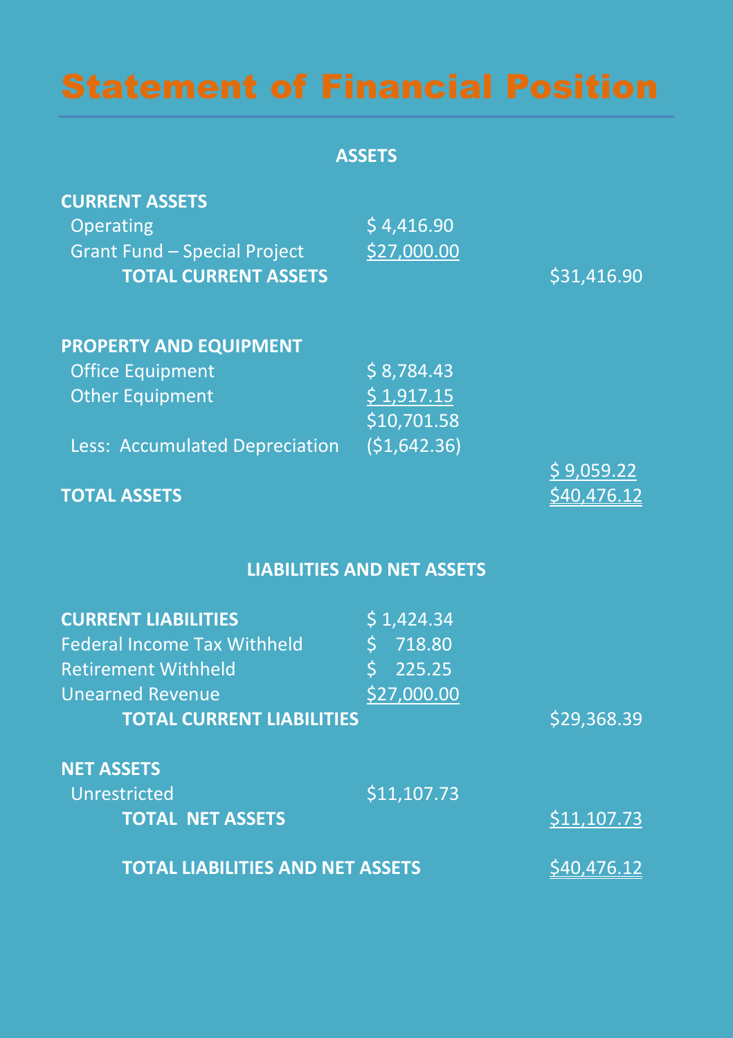# Statement of Financial Position

| | | |
|---|---|---|
| **ASSETS** | | |
| **CURRENT ASSETS** | | |
| Operating | $ 4,416.90 | |
| Grant Fund – Special Project | $27,000.00 | |
| **TOTAL CURRENT ASSETS** | | $31,416.90 |
| | | |
| **PROPERTY AND EQUIPMENT** | | |
| Office Equipment | $ 8,784.43 | |
| Other Equipment | $ 1,917.15 | |
| | $10,701.58 | |
| Less: Accumulated Depreciation | ($1,642.36) | |
| | | $ 9,059.22 |
| **TOTAL ASSETS** | | $40,476.12 |
| | | |
| **LIABILITIES AND NET ASSETS** | | |
| **CURRENT LIABILITIES** | $ 1,424.34 | |
| Federal Income Tax Withheld | $ 718.80 | |
| Retirement Withheld | $ 225.25 | |
| Unearned Revenue | $27,000.00 | |
| **TOTAL CURRENT LIABILITIES** | | $29,368.39 |
| | | |
| **NET ASSETS** | | |
| Unrestricted | $11,107.73 | |
| **TOTAL NET ASSETS** | | $11,107.73 |
| | | |
| **TOTAL LIABILITIES AND NET ASSETS** | | $40,476.12 |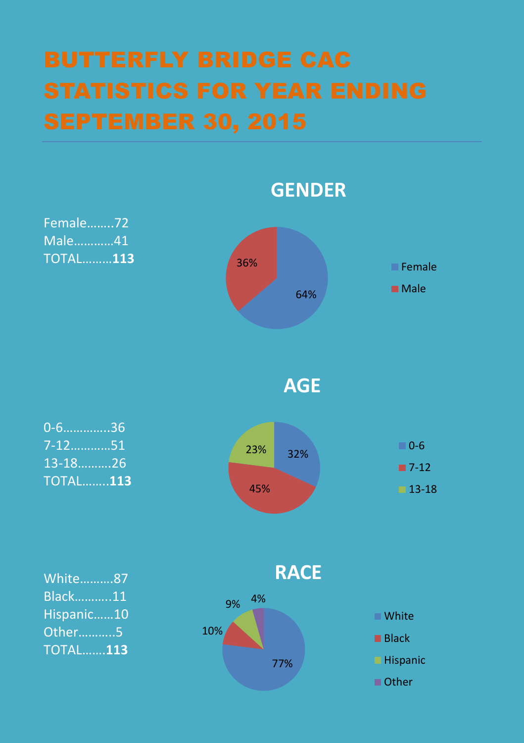# BUTTERFLY BRIDGE CAC STATISTICS FOR YEAR ENDING SEPTEMBER 30, 2015

## GENDER

Female........72
Male...........41
TOTAL.........**113**

| Gender | Percent |
|---|---|
| Female | 64% |
| Male | 36% |

## AGE

0-6.............36
7-12...........51
13-18..........26
TOTAL........**113**

| Age | Percent |
|---|---|
| 0-6 | 32% |
| 7-12 | 45% |
| 13-18 | 23% |

## RACE

White..........87
Black...........11
Hispanic......10
Other...........5
TOTAL.......**113**

| Race | Percent |
|---|---|
| White | 77% |
| Black | 10% |
| Hispanic | 9% |
| Other | 4% |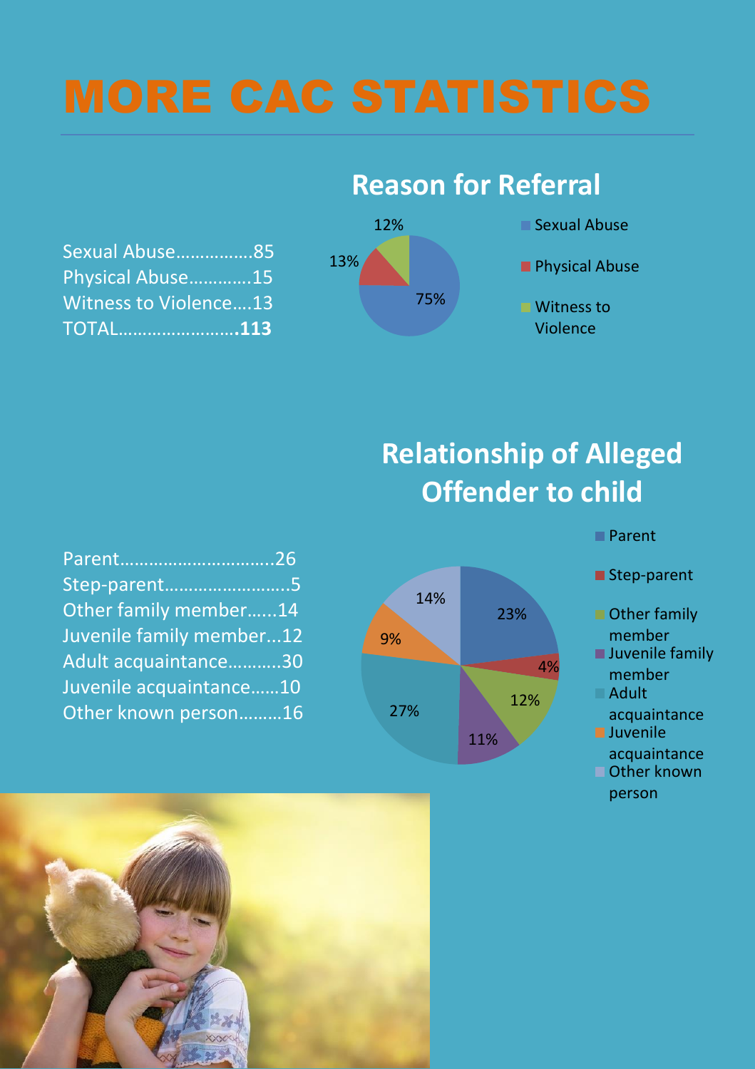# MORE CAC STATISTICS

## Reason for Referral

Sexual Abuse................85
Physical Abuse.............15
Witness to Violence....13
TOTAL........................**113**

- Sexual Abuse: 75%
- Physical Abuse: 13%
- Witness to Violence: 12%

## Relationship of Alleged Offender to child

Parent................................26
Step-parent..........................5
Other family member......14
Juvenile family member...12
Adult acquaintance...........30
Juvenile acquaintance......10
Other known person.........16

- Parent: 23%
- Step-parent: 4%
- Other family member: 12%
- Juvenile family member: 11%
- Adult acquaintance: 27%
- Juvenile acquaintance: 9%
- Other known person: 14%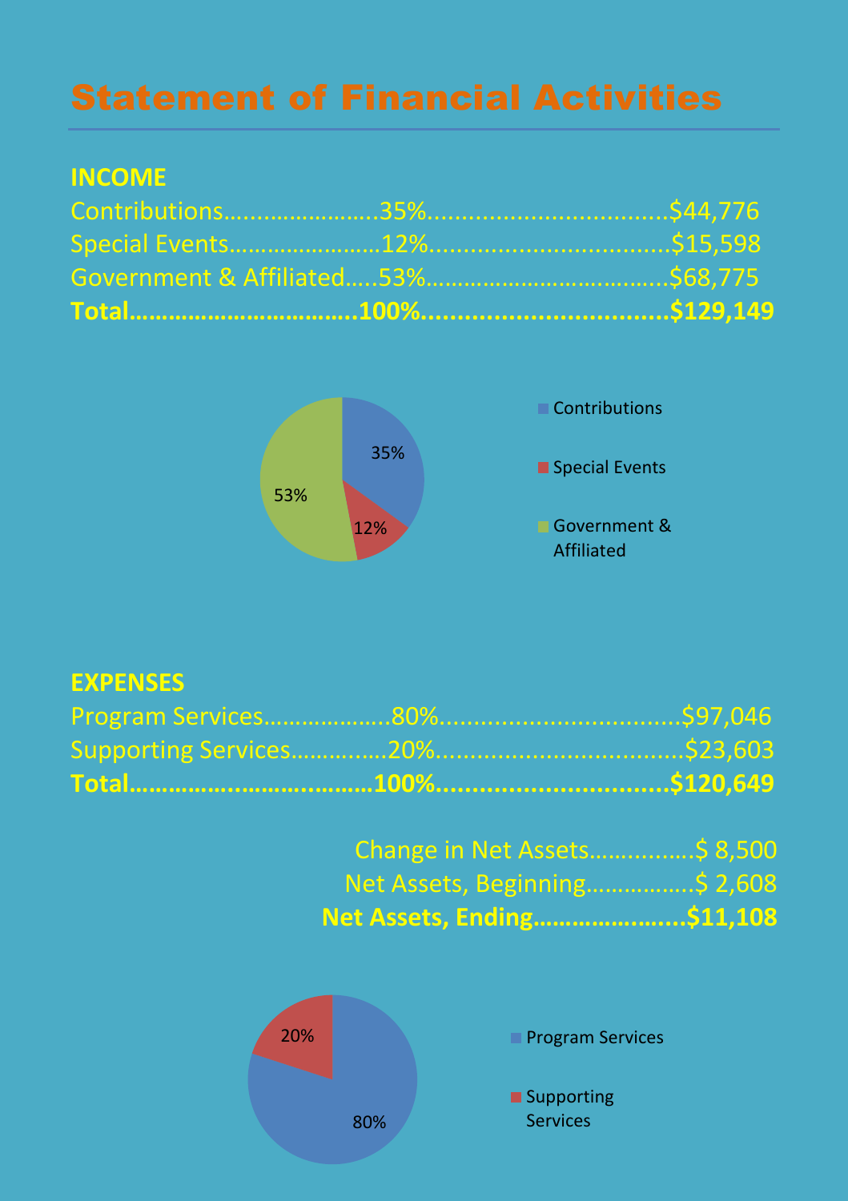# Statement of Financial Activities

## INCOME

| | | |
|---|---|---|
| Contributions | 35% | $44,776 |
| Special Events | 12% | $15,598 |
| Government & Affiliated | 53% | $68,775 |
| **Total** | **100%** | **$129,149** |

## EXPENSES

| | | |
|---|---|---|
| Program Services | 80% | $97,046 |
| Supporting Services | 20% | $23,603 |
| **Total** | **100%** | **$120,649** |

| | |
|---|---|
| Change in Net Assets | $ 8,500 |
| Net Assets, Beginning | $ 2,608 |
| **Net Assets, Ending** | **$11,108** |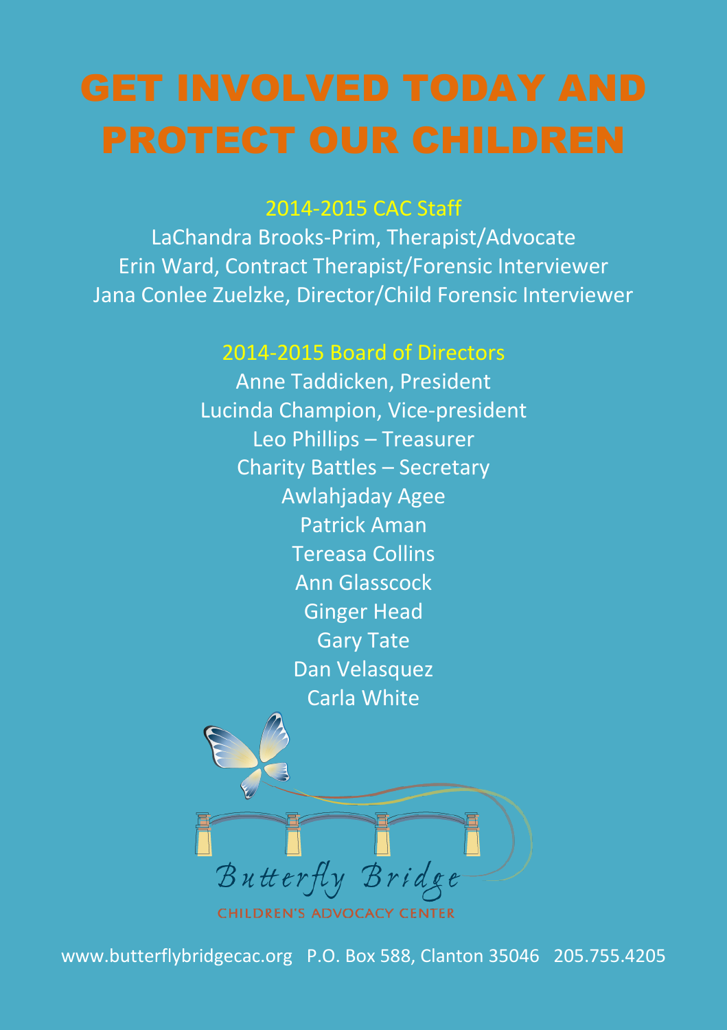# GET INVOLVED TODAY AND PROTECT OUR CHILDREN

## 2014-2015 CAC Staff

LaChandra Brooks-Prim, Therapist/Advocate
Erin Ward, Contract Therapist/Forensic Interviewer
Jana Conlee Zuelzke, Director/Child Forensic Interviewer

## 2014-2015 Board of Directors

Anne Taddicken, President
Lucinda Champion, Vice-president
Leo Phillips – Treasurer
Charity Battles – Secretary
Awlahjaday Agee
Patrick Aman
Tereasa Collins
Ann Glasscock
Ginger Head
Gary Tate
Dan Velasquez
Carla White

Butterfly Bridge
CHILDREN'S ADVOCACY CENTER

www.butterflybridgecac.org P.O. Box 588, Clanton 35046 205.755.4205